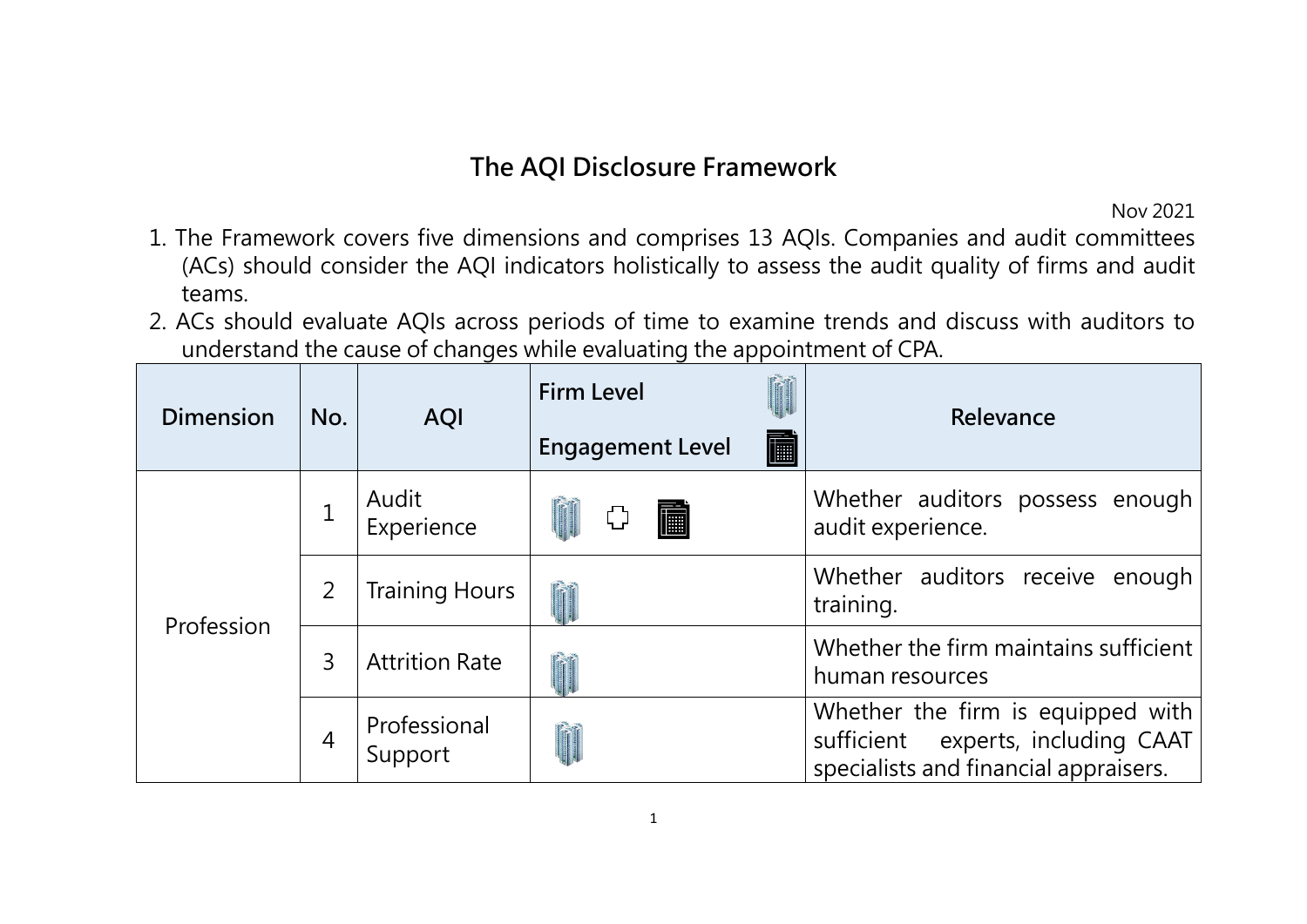# The AQI Disclosure Framework

Nov 2021

1. The Framework covers five dimensions and comprises 13 AQIs. Companies and audit committees (ACs) should consider the AQI indicators holistically to assess the audit quality of firms and audit teams.
2. ACs should evaluate AQIs across periods of time to examine trends and discuss with auditors to understand the cause of changes while evaluating the appointment of CPA.

| Dimension | No. | AQI | Firm Level / Engagement Level | Relevance |
|---|---|---|---|---|
| Profession | 1 | Audit Experience | Firm Level + Engagement Level | Whether auditors possess enough audit experience. |
| | 2 | Training Hours | Firm Level | Whether auditors receive enough training. |
| | 3 | Attrition Rate | Firm Level | Whether the firm maintains sufficient human resources |
| | 4 | Professional Support | Firm Level | Whether the firm is equipped with sufficient experts, including CAAT specialists and financial appraisers. |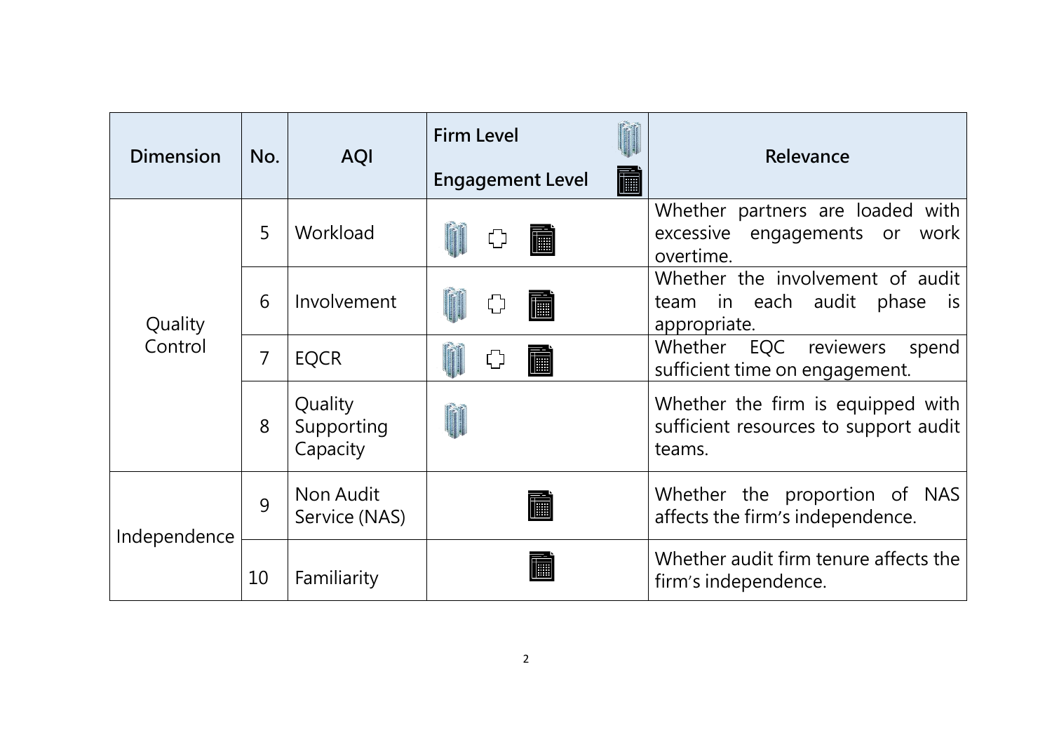| Dimension | No. | AQI | Firm Level / Engagement Level | Relevance |
| --- | --- | --- | --- | --- |
| Quality Control | 5 | Workload | Firm Level ✚ Engagement Level | Whether partners are loaded with excessive engagements or work overtime. |
| | 6 | Involvement | Firm Level ✚ Engagement Level | Whether the involvement of audit team in each audit phase is appropriate. |
| | 7 | EQCR | Firm Level ✚ Engagement Level | Whether EQC reviewers spend sufficient time on engagement. |
| | 8 | Quality Supporting Capacity | Firm Level | Whether the firm is equipped with sufficient resources to support audit teams. |
| Independence | 9 | Non Audit Service (NAS) | Engagement Level | Whether the proportion of NAS affects the firm's independence. |
| | 10 | Familiarity | Engagement Level | Whether audit firm tenure affects the firm's independence. |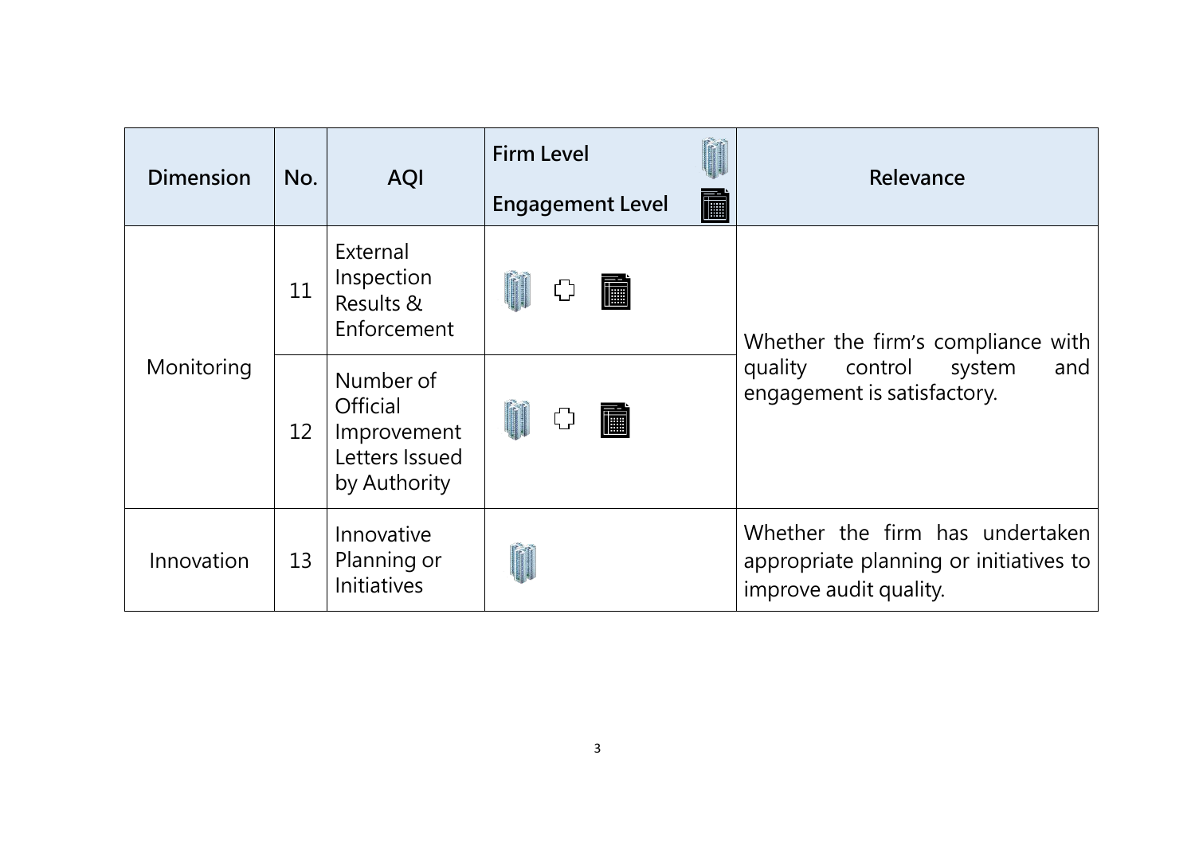| Dimension | No. | AQI | Firm Level / Engagement Level | Relevance |
|---|---|---|---|---|
| Monitoring | 11 | External Inspection Results & Enforcement | Firm Level + Engagement Level | Whether the firm's compliance with quality control system and engagement is satisfactory. |
| | 12 | Number of Official Improvement Letters Issued by Authority | Firm Level + Engagement Level | |
| Innovation | 13 | Innovative Planning or Initiatives | Firm Level | Whether the firm has undertaken appropriate planning or initiatives to improve audit quality. |